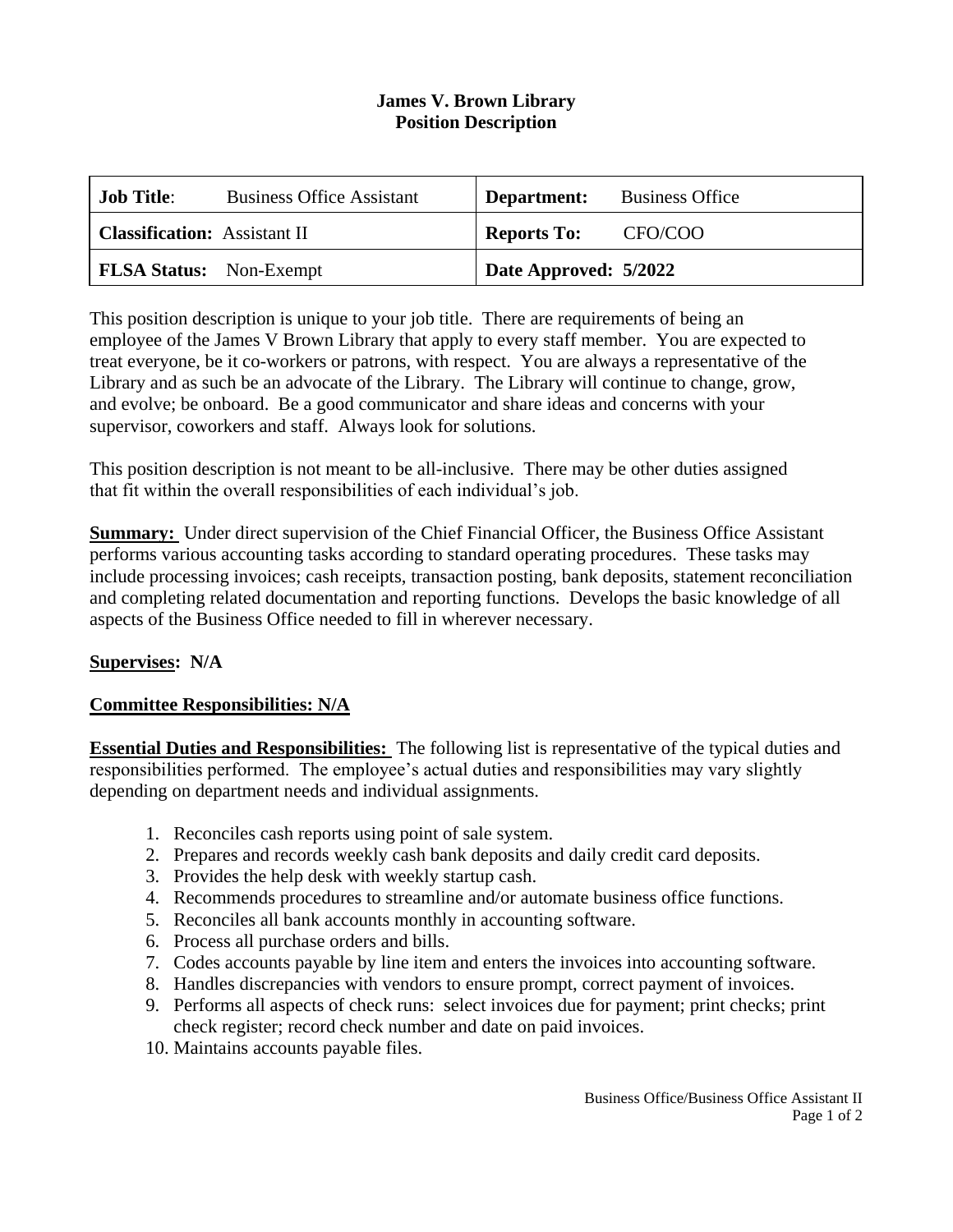**James V. Brown Library**
**Position Description**

| **Job Title**: Business Office Assistant | **Department:** Business Office |
|---|---|
| **Classification:** Assistant II | **Reports To:** CFO/COO |
| **FLSA Status:** Non-Exempt | **Date Approved: 5/2022** |

This position description is unique to your job title. There are requirements of being an employee of the James V Brown Library that apply to every staff member. You are expected to treat everyone, be it co-workers or patrons, with respect. You are always a representative of the Library and as such be an advocate of the Library. The Library will continue to change, grow, and evolve; be onboard. Be a good communicator and share ideas and concerns with your supervisor, coworkers and staff. Always look for solutions.

This position description is not meant to be all-inclusive. There may be other duties assigned that fit within the overall responsibilities of each individual's job.

**Summary:** Under direct supervision of the Chief Financial Officer, the Business Office Assistant performs various accounting tasks according to standard operating procedures. These tasks may include processing invoices; cash receipts, transaction posting, bank deposits, statement reconciliation and completing related documentation and reporting functions. Develops the basic knowledge of all aspects of the Business Office needed to fill in wherever necessary.

**Supervises: N/A**

**Committee Responsibilities: N/A**

**Essential Duties and Responsibilities:** The following list is representative of the typical duties and responsibilities performed. The employee's actual duties and responsibilities may vary slightly depending on department needs and individual assignments.

1. Reconciles cash reports using point of sale system.
2. Prepares and records weekly cash bank deposits and daily credit card deposits.
3. Provides the help desk with weekly startup cash.
4. Recommends procedures to streamline and/or automate business office functions.
5. Reconciles all bank accounts monthly in accounting software.
6. Process all purchase orders and bills.
7. Codes accounts payable by line item and enters the invoices into accounting software.
8. Handles discrepancies with vendors to ensure prompt, correct payment of invoices.
9. Performs all aspects of check runs: select invoices due for payment; print checks; print check register; record check number and date on paid invoices.
10. Maintains accounts payable files.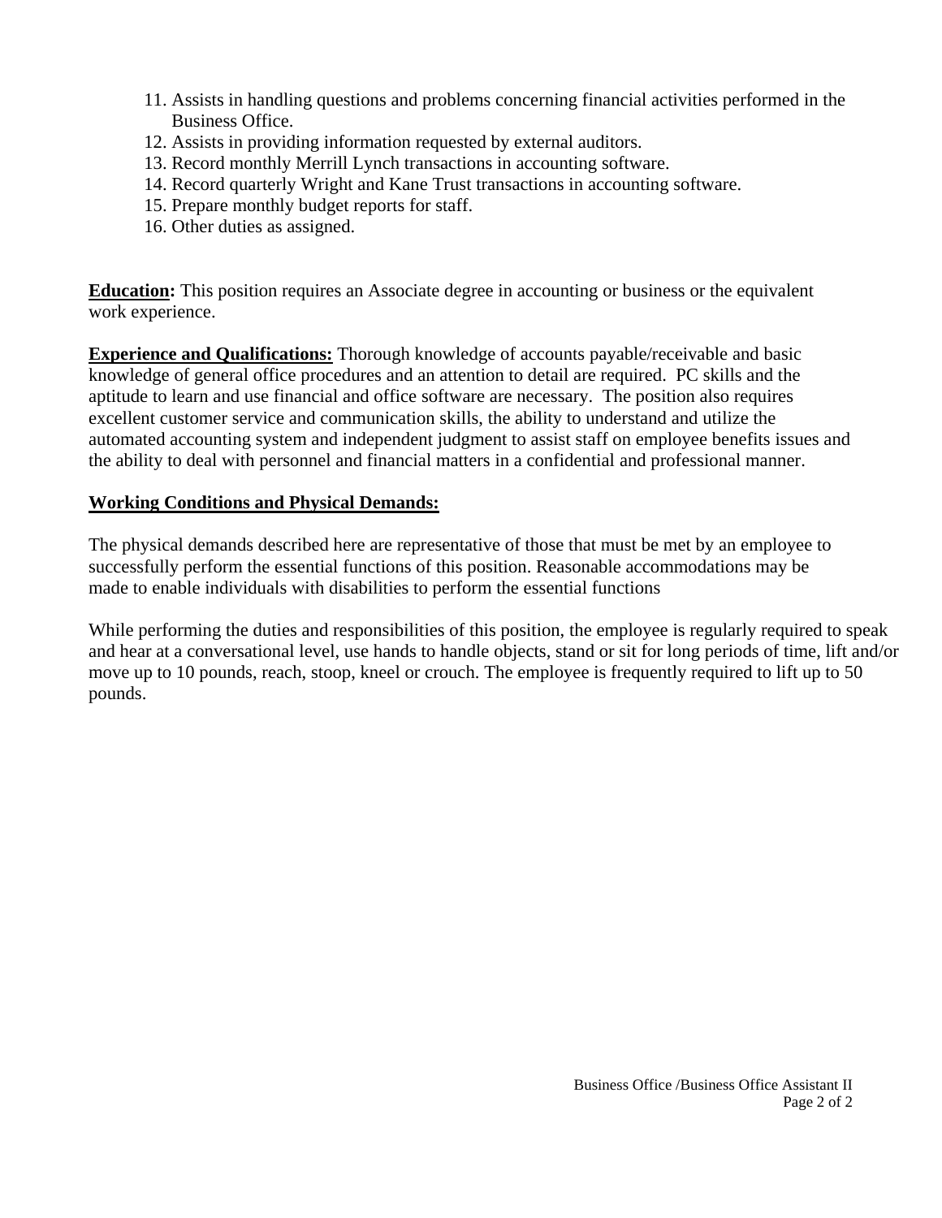11. Assists in handling questions and problems concerning financial activities performed in the Business Office.
12. Assists in providing information requested by external auditors.
13. Record monthly Merrill Lynch transactions in accounting software.
14. Record quarterly Wright and Kane Trust transactions in accounting software.
15. Prepare monthly budget reports for staff.
16. Other duties as assigned.

**Education:** This position requires an Associate degree in accounting or business or the equivalent work experience.

**Experience and Qualifications:** Thorough knowledge of accounts payable/receivable and basic knowledge of general office procedures and an attention to detail are required. PC skills and the aptitude to learn and use financial and office software are necessary. The position also requires excellent customer service and communication skills, the ability to understand and utilize the automated accounting system and independent judgment to assist staff on employee benefits issues and the ability to deal with personnel and financial matters in a confidential and professional manner.

**Working Conditions and Physical Demands:**

The physical demands described here are representative of those that must be met by an employee to successfully perform the essential functions of this position. Reasonable accommodations may be made to enable individuals with disabilities to perform the essential functions

While performing the duties and responsibilities of this position, the employee is regularly required to speak and hear at a conversational level, use hands to handle objects, stand or sit for long periods of time, lift and/or move up to 10 pounds, reach, stoop, kneel or crouch. The employee is frequently required to lift up to 50 pounds.